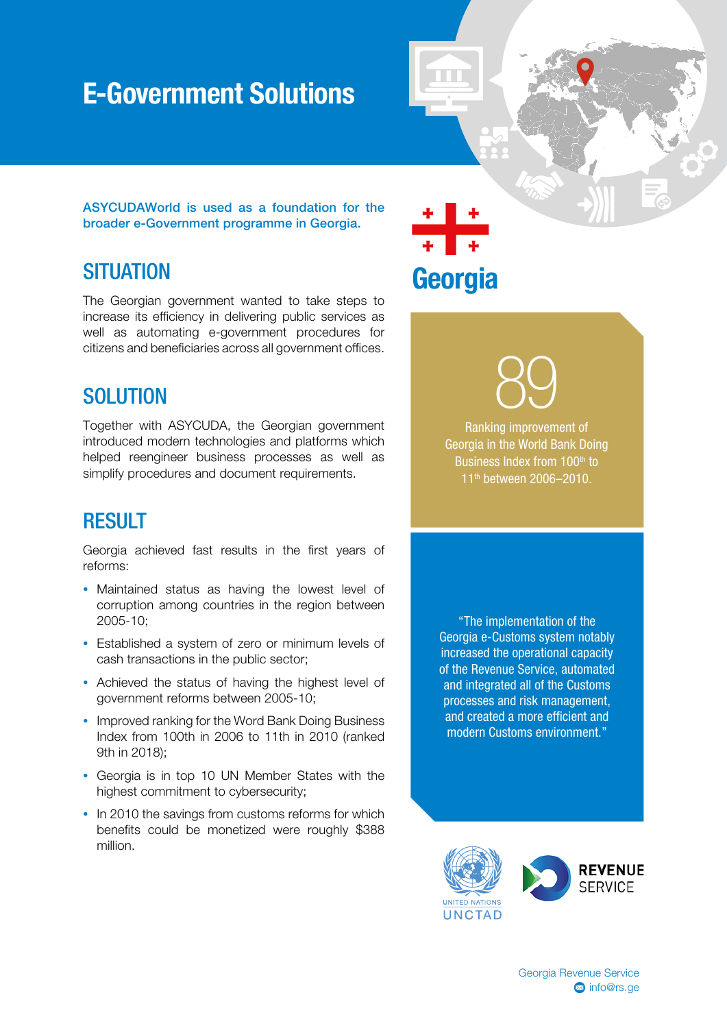# E-Government Solutions

**ASYCUDAWorld is used as a foundation for the broader e-Government programme in Georgia.**

## Georgia

## SITUATION

The Georgian government wanted to take steps to increase its efficiency in delivering public services as well as automating e-government procedures for citizens and beneficiaries across all government offices.

## SOLUTION

Together with ASYCUDA, the Georgian government introduced modern technologies and platforms which helped reengineer business processes as well as simplify procedures and document requirements.

## RESULT

Georgia achieved fast results in the first years of reforms:

- Maintained status as having the lowest level of corruption among countries in the region between 2005-10;
- Established a system of zero or minimum levels of cash transactions in the public sector;
- Achieved the status of having the highest level of government reforms between 2005-10;
- Improved ranking for the Word Bank Doing Business Index from 100th in 2006 to 11th in 2010 (ranked 9th in 2018);
- Georgia is in top 10 UN Member States with the highest commitment to cybersecurity;
- In 2010 the savings from customs reforms for which benefits could be monetized were roughly $388 million.

**89**

Ranking improvement of Georgia in the World Bank Doing Business Index from 100th to 11th between 2006–2010.

"The implementation of the Georgia e-Customs system notably increased the operational capacity of the Revenue Service, automated and integrated all of the Customs processes and risk management, and created a more efficient and modern Customs environment."

UNITED NATIONS UNCTAD

REVENUE SERVICE

Georgia Revenue Service
info@rs.ge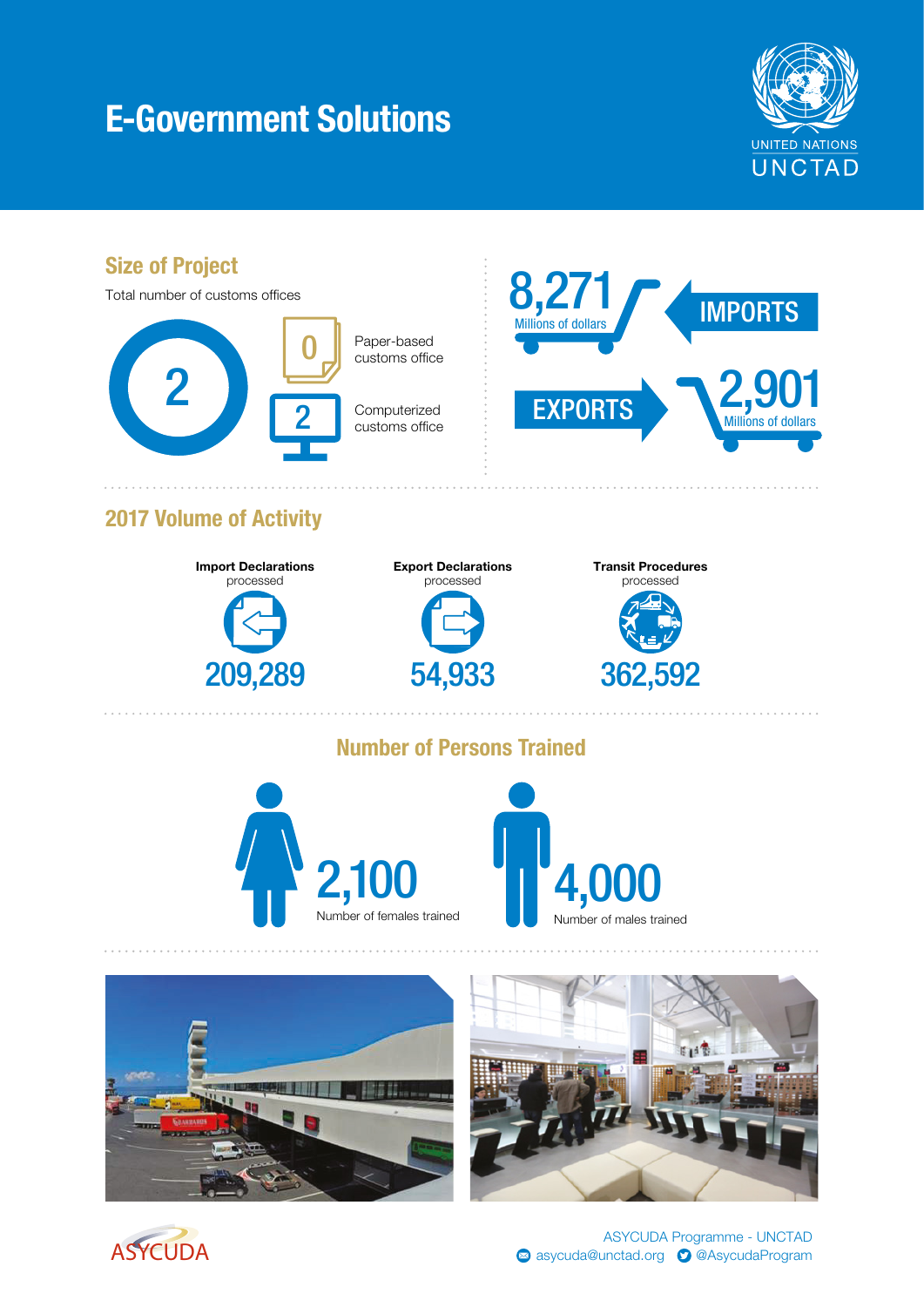# E-Government Solutions

UNITED NATIONS
UNCTAD

## Size of Project

Total number of customs offices

2

0 Paper-based customs office

2 Computerized customs office

8,271
Millions of dollars
IMPORTS

EXPORTS
2,901
Millions of dollars

## 2017 Volume of Activity

**Import Declarations** processed
209,289

**Export Declarations** processed
54,933

**Transit Procedures** processed
362,592

## Number of Persons Trained

2,100
Number of females trained

4,000
Number of males trained

ASYCUDA

ASYCUDA Programme - UNCTAD
asycuda@unctad.org @AsycudaProgram